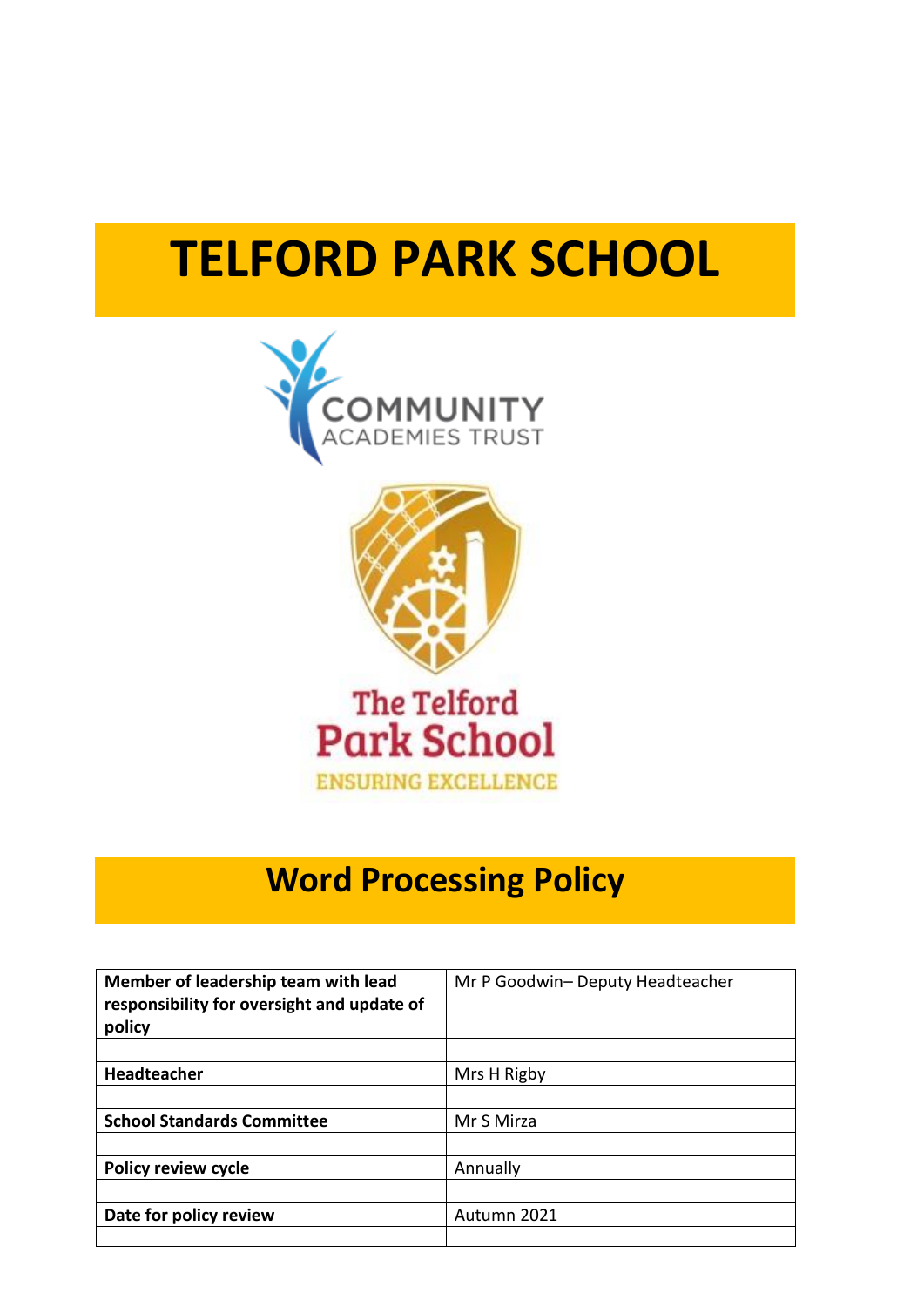# TELFORD PARK SCHOOL

## Word Processing Policy

| Member of leadership team with lead responsibility for oversight and update of policy | Mr P Goodwin– Deputy Headteacher |
|---|---|
| | |
| **Headteacher** | Mrs H Rigby |
| | |
| **School Standards Committee** | Mr S Mirza |
| | |
| **Policy review cycle** | Annually |
| | |
| **Date for policy review** | Autumn 2021 |
| | |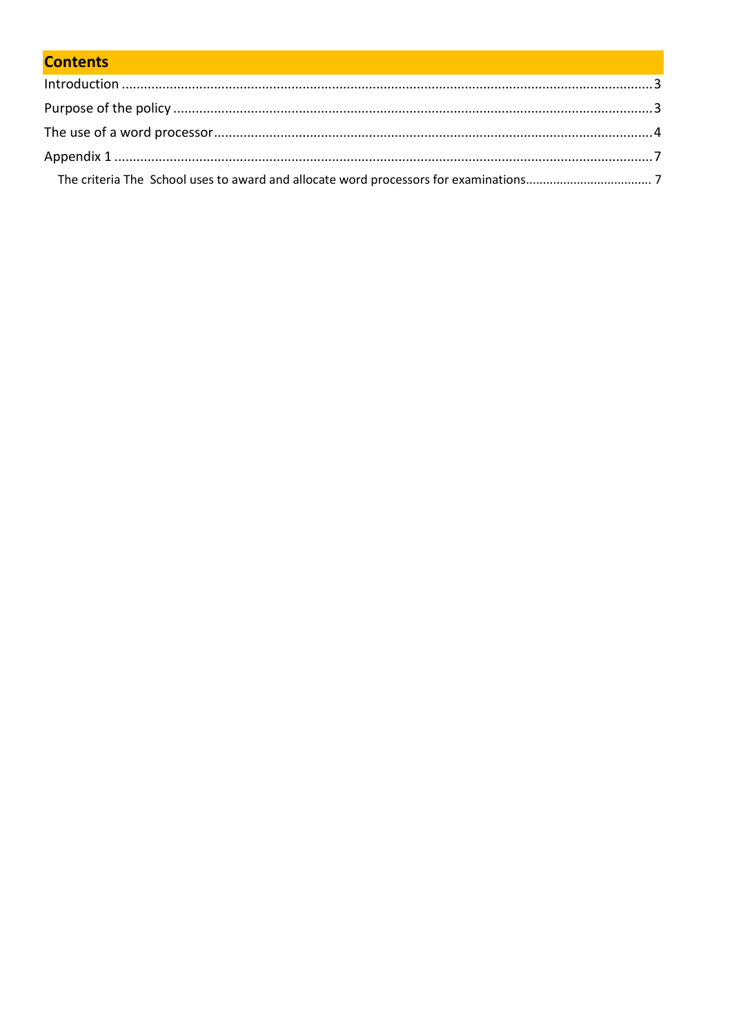## Contents

Introduction ............................................................................................................................................3

Purpose of the policy ..............................................................................................................................3

The use of a word processor....................................................................................................................4

Appendix 1 ..............................................................................................................................................7

The criteria The  School uses to award and allocate word processors for examinations.................................. 7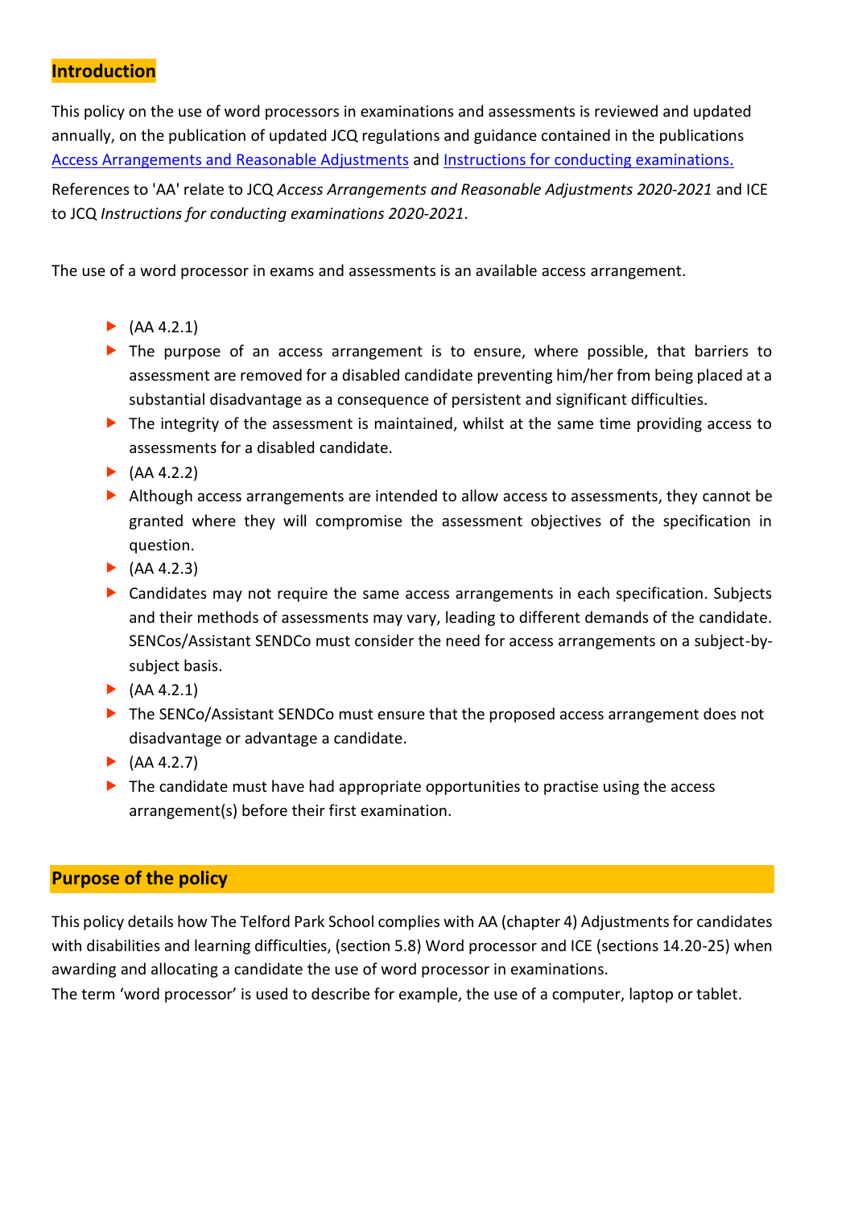## Introduction

This policy on the use of word processors in examinations and assessments is reviewed and updated annually, on the publication of updated JCQ regulations and guidance contained in the publications [Access Arrangements and Reasonable Adjustments]() and [Instructions for conducting examinations.]()

References to 'AA' relate to JCQ *Access Arrangements and Reasonable Adjustments 2020-2021* and ICE to JCQ *Instructions for conducting examinations 2020-2021*.

The use of a word processor in exams and assessments is an available access arrangement.

- (AA 4.2.1)
- The purpose of an access arrangement is to ensure, where possible, that barriers to assessment are removed for a disabled candidate preventing him/her from being placed at a substantial disadvantage as a consequence of persistent and significant difficulties.
- The integrity of the assessment is maintained, whilst at the same time providing access to assessments for a disabled candidate.
- (AA 4.2.2)
- Although access arrangements are intended to allow access to assessments, they cannot be granted where they will compromise the assessment objectives of the specification in question.
- (AA 4.2.3)
- Candidates may not require the same access arrangements in each specification. Subjects and their methods of assessments may vary, leading to different demands of the candidate. SENCos/Assistant SENDCo must consider the need for access arrangements on a subject-by-subject basis.
- (AA 4.2.1)
- The SENCo/Assistant SENDCo must ensure that the proposed access arrangement does not disadvantage or advantage a candidate.
- (AA 4.2.7)
- The candidate must have had appropriate opportunities to practise using the access arrangement(s) before their first examination.

## Purpose of the policy

This policy details how The Telford Park School complies with AA (chapter 4) Adjustments for candidates with disabilities and learning difficulties, (section 5.8) Word processor and ICE (sections 14.20-25) when awarding and allocating a candidate the use of word processor in examinations.
The term 'word processor' is used to describe for example, the use of a computer, laptop or tablet.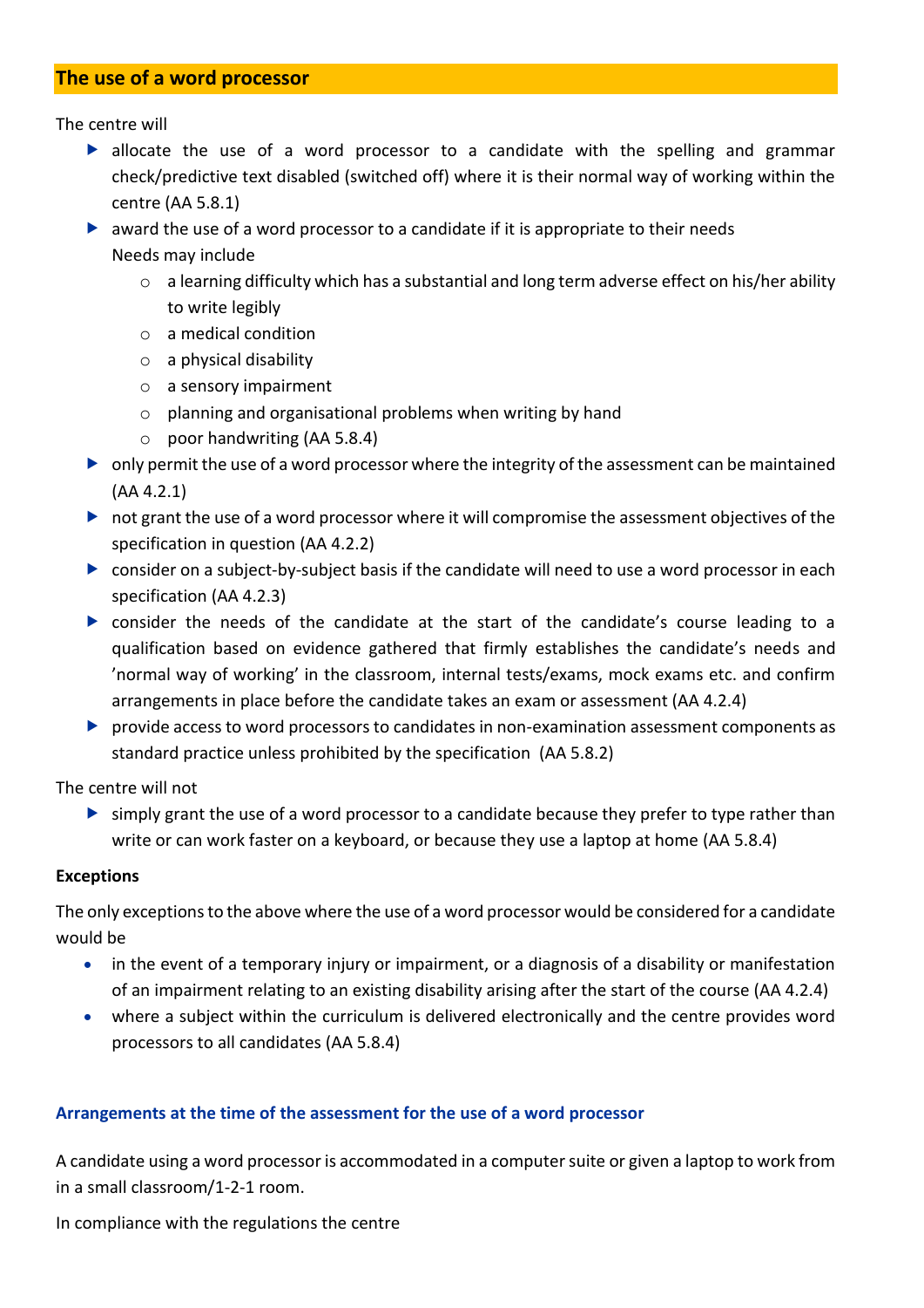## The use of a word processor

The centre will

- allocate the use of a word processor to a candidate with the spelling and grammar check/predictive text disabled (switched off) where it is their normal way of working within the centre (AA 5.8.1)
- award the use of a word processor to a candidate if it is appropriate to their needs
  Needs may include
  - a learning difficulty which has a substantial and long term adverse effect on his/her ability to write legibly
  - a medical condition
  - a physical disability
  - a sensory impairment
  - planning and organisational problems when writing by hand
  - poor handwriting (AA 5.8.4)
- only permit the use of a word processor where the integrity of the assessment can be maintained (AA 4.2.1)
- not grant the use of a word processor where it will compromise the assessment objectives of the specification in question (AA 4.2.2)
- consider on a subject-by-subject basis if the candidate will need to use a word processor in each specification (AA 4.2.3)
- consider the needs of the candidate at the start of the candidate's course leading to a qualification based on evidence gathered that firmly establishes the candidate's needs and 'normal way of working' in the classroom, internal tests/exams, mock exams etc. and confirm arrangements in place before the candidate takes an exam or assessment (AA 4.2.4)
- provide access to word processors to candidates in non-examination assessment components as standard practice unless prohibited by the specification (AA 5.8.2)

The centre will not

- simply grant the use of a word processor to a candidate because they prefer to type rather than write or can work faster on a keyboard, or because they use a laptop at home (AA 5.8.4)

**Exceptions**

The only exceptions to the above where the use of a word processor would be considered for a candidate would be

- in the event of a temporary injury or impairment, or a diagnosis of a disability or manifestation of an impairment relating to an existing disability arising after the start of the course (AA 4.2.4)
- where a subject within the curriculum is delivered electronically and the centre provides word processors to all candidates (AA 5.8.4)

### Arrangements at the time of the assessment for the use of a word processor

A candidate using a word processor is accommodated in a computer suite or given a laptop to work from in a small classroom/1-2-1 room.

In compliance with the regulations the centre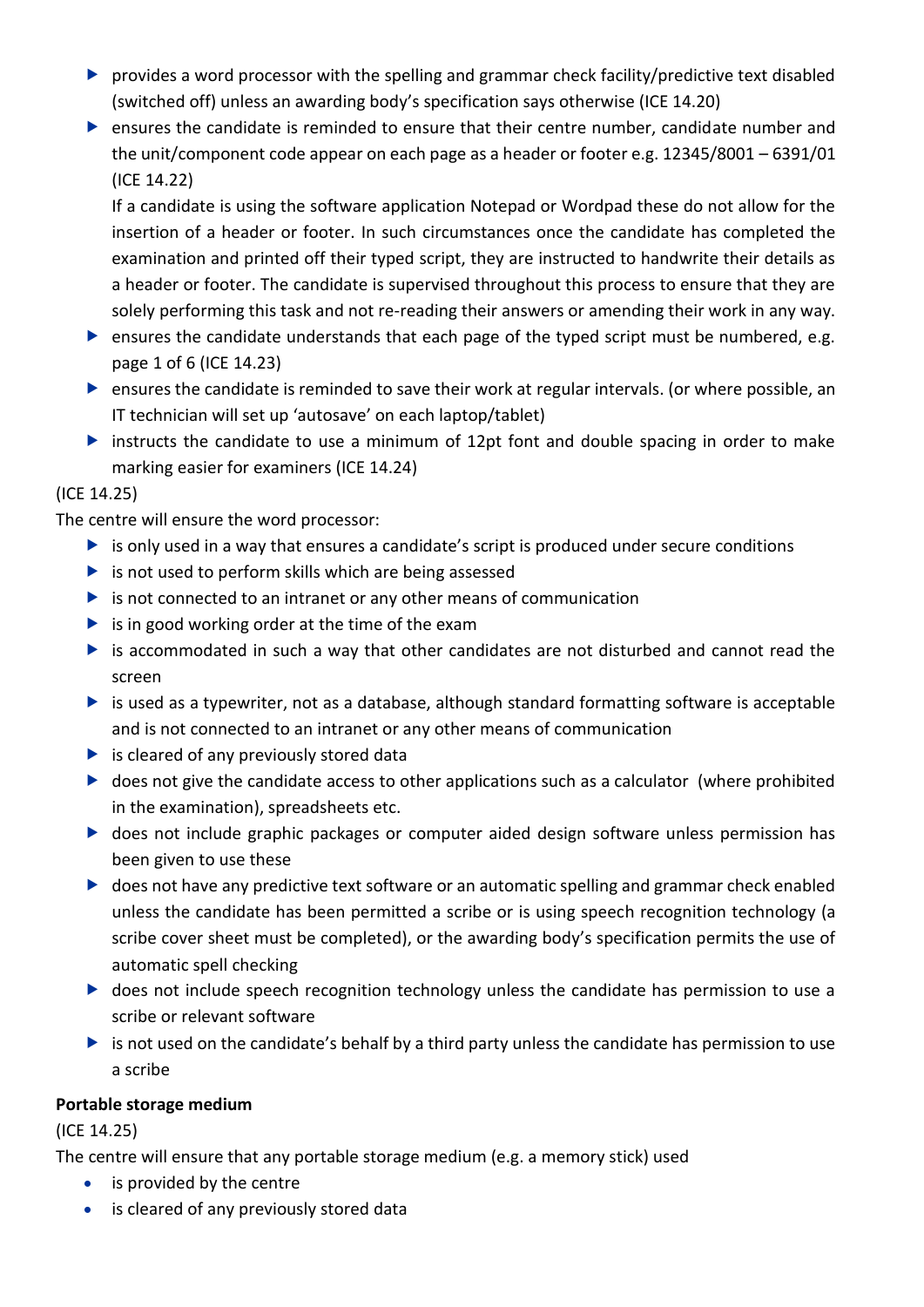- provides a word processor with the spelling and grammar check facility/predictive text disabled (switched off) unless an awarding body's specification says otherwise (ICE 14.20)
- ensures the candidate is reminded to ensure that their centre number, candidate number and the unit/component code appear on each page as a header or footer e.g. 12345/8001 – 6391/01 (ICE 14.22)

  If a candidate is using the software application Notepad or Wordpad these do not allow for the insertion of a header or footer. In such circumstances once the candidate has completed the examination and printed off their typed script, they are instructed to handwrite their details as a header or footer. The candidate is supervised throughout this process to ensure that they are solely performing this task and not re-reading their answers or amending their work in any way.
- ensures the candidate understands that each page of the typed script must be numbered, e.g. page 1 of 6 (ICE 14.23)
- ensures the candidate is reminded to save their work at regular intervals. (or where possible, an IT technician will set up 'autosave' on each laptop/tablet)
- instructs the candidate to use a minimum of 12pt font and double spacing in order to make marking easier for examiners (ICE 14.24)

(ICE 14.25)

The centre will ensure the word processor:

- is only used in a way that ensures a candidate's script is produced under secure conditions
- is not used to perform skills which are being assessed
- is not connected to an intranet or any other means of communication
- is in good working order at the time of the exam
- is accommodated in such a way that other candidates are not disturbed and cannot read the screen
- is used as a typewriter, not as a database, although standard formatting software is acceptable and is not connected to an intranet or any other means of communication
- is cleared of any previously stored data
- does not give the candidate access to other applications such as a calculator (where prohibited in the examination), spreadsheets etc.
- does not include graphic packages or computer aided design software unless permission has been given to use these
- does not have any predictive text software or an automatic spelling and grammar check enabled unless the candidate has been permitted a scribe or is using speech recognition technology (a scribe cover sheet must be completed), or the awarding body's specification permits the use of automatic spell checking
- does not include speech recognition technology unless the candidate has permission to use a scribe or relevant software
- is not used on the candidate's behalf by a third party unless the candidate has permission to use a scribe

**Portable storage medium**

(ICE 14.25)

The centre will ensure that any portable storage medium (e.g. a memory stick) used

- is provided by the centre
- is cleared of any previously stored data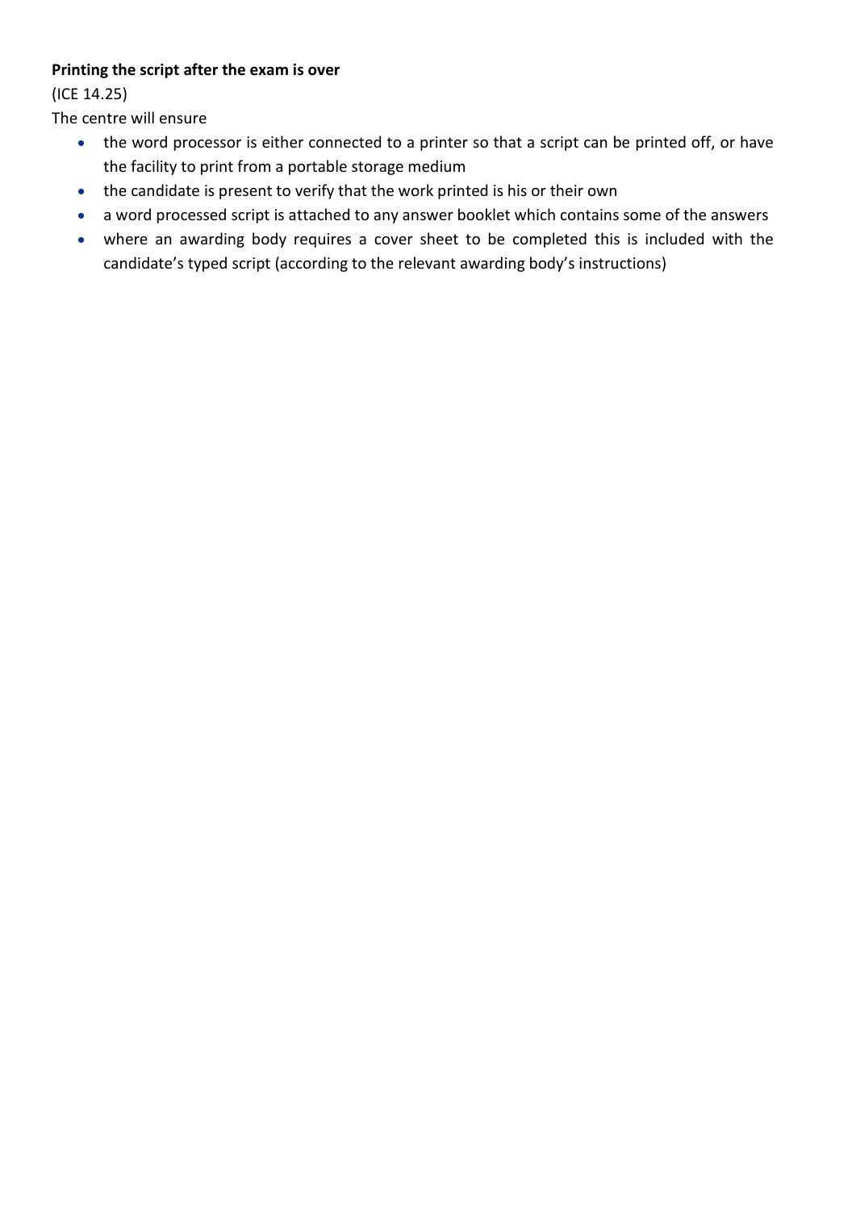**Printing the script after the exam is over**

(ICE 14.25)

The centre will ensure

- the word processor is either connected to a printer so that a script can be printed off, or have the facility to print from a portable storage medium
- the candidate is present to verify that the work printed is his or their own
- a word processed script is attached to any answer booklet which contains some of the answers
- where an awarding body requires a cover sheet to be completed this is included with the candidate's typed script (according to the relevant awarding body's instructions)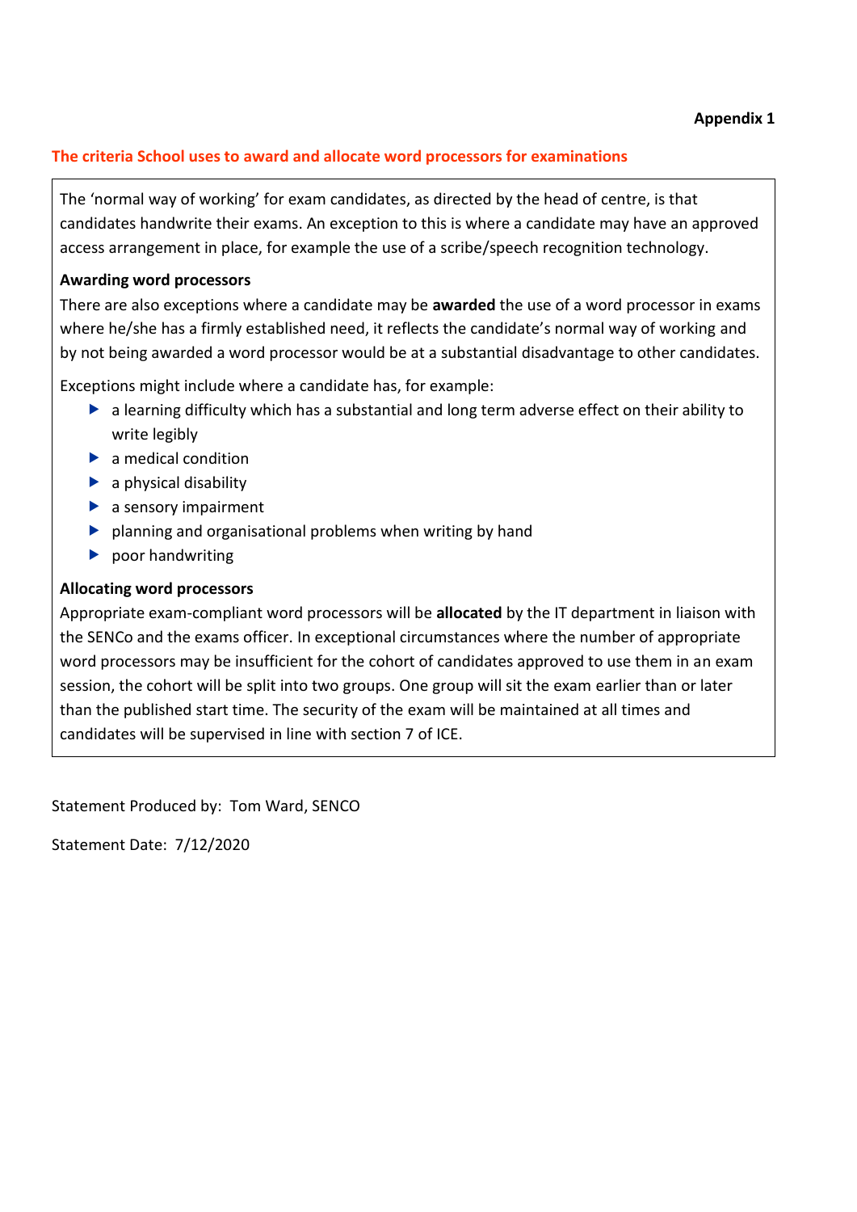**Appendix 1**

## The criteria School uses to award and allocate word processors for examinations

The 'normal way of working' for exam candidates, as directed by the head of centre, is that candidates handwrite their exams. An exception to this is where a candidate may have an approved access arrangement in place, for example the use of a scribe/speech recognition technology.

### Awarding word processors

There are also exceptions where a candidate may be **awarded** the use of a word processor in exams where he/she has a firmly established need, it reflects the candidate's normal way of working and by not being awarded a word processor would be at a substantial disadvantage to other candidates.

Exceptions might include where a candidate has, for example:

- a learning difficulty which has a substantial and long term adverse effect on their ability to write legibly
- a medical condition
- a physical disability
- a sensory impairment
- planning and organisational problems when writing by hand
- poor handwriting

### Allocating word processors

Appropriate exam-compliant word processors will be **allocated** by the IT department in liaison with the SENCo and the exams officer. In exceptional circumstances where the number of appropriate word processors may be insufficient for the cohort of candidates approved to use them in an exam session, the cohort will be split into two groups. One group will sit the exam earlier than or later than the published start time. The security of the exam will be maintained at all times and candidates will be supervised in line with section 7 of ICE.

Statement Produced by: Tom Ward, SENCO

Statement Date: 7/12/2020